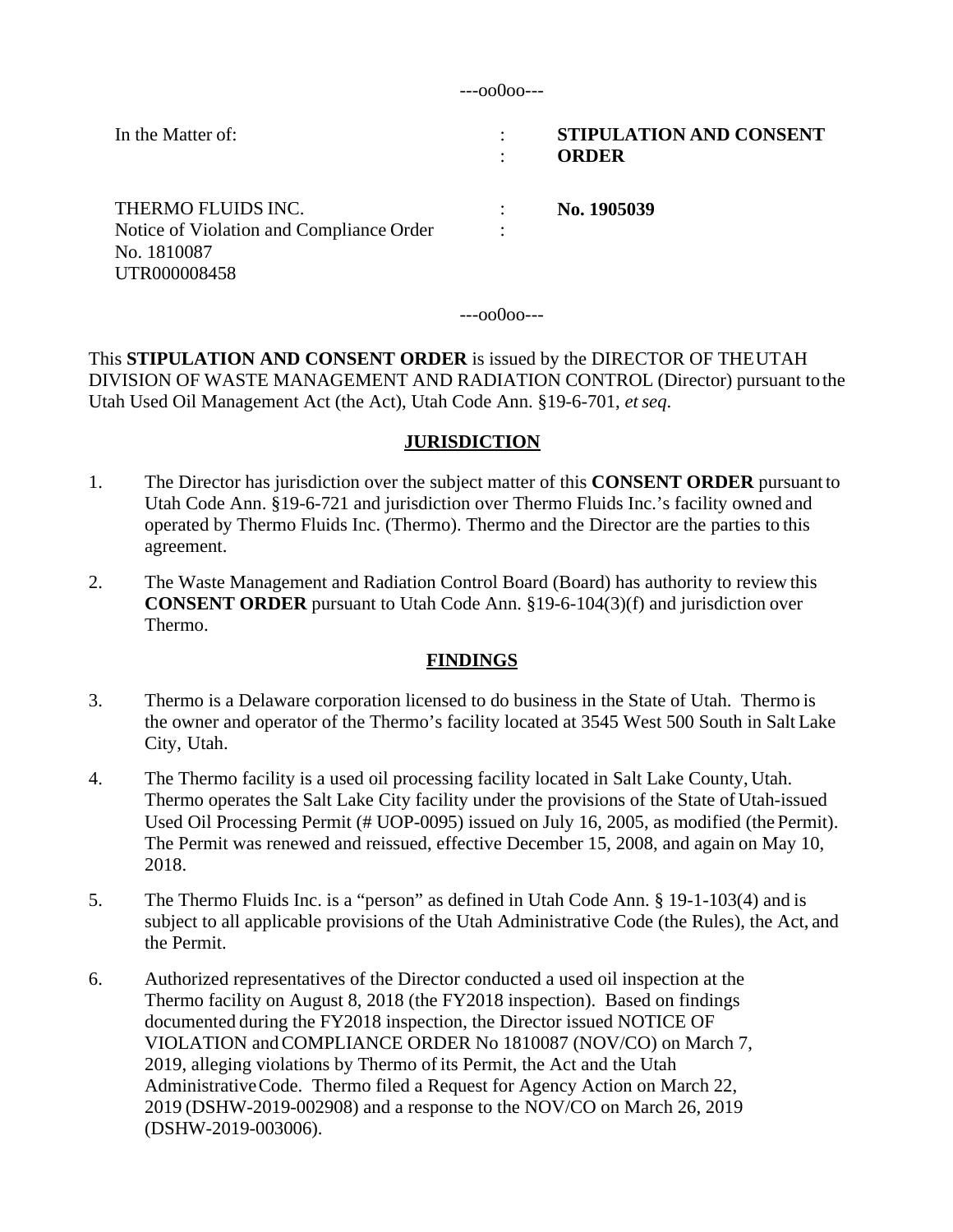---oo0oo---

| In the Matter of: | : | **STIPULATION AND CONSENT ORDER** |
|---|---|---|
| THERMO FLUIDS INC.<br>Notice of Violation and Compliance Order No. 1810087<br>UTR000008458 | : | **No. 1905039** |

---oo0oo---

This **STIPULATION AND CONSENT ORDER** is issued by the DIRECTOR OF THE UTAH DIVISION OF WASTE MANAGEMENT AND RADIATION CONTROL (Director) pursuant to the Utah Used Oil Management Act (the Act), Utah Code Ann. §19-6-701, *et seq*.

## JURISDICTION

1. The Director has jurisdiction over the subject matter of this **CONSENT ORDER** pursuant to Utah Code Ann. §19-6-721 and jurisdiction over Thermo Fluids Inc.'s facility owned and operated by Thermo Fluids Inc. (Thermo). Thermo and the Director are the parties to this agreement.

2. The Waste Management and Radiation Control Board (Board) has authority to review this **CONSENT ORDER** pursuant to Utah Code Ann. §19-6-104(3)(f) and jurisdiction over Thermo.

## FINDINGS

3. Thermo is a Delaware corporation licensed to do business in the State of Utah. Thermo is the owner and operator of the Thermo's facility located at 3545 West 500 South in Salt Lake City, Utah.

4. The Thermo facility is a used oil processing facility located in Salt Lake County, Utah. Thermo operates the Salt Lake City facility under the provisions of the State of Utah-issued Used Oil Processing Permit (# UOP-0095) issued on July 16, 2005, as modified (the Permit). The Permit was renewed and reissued, effective December 15, 2008, and again on May 10, 2018.

5. The Thermo Fluids Inc. is a "person" as defined in Utah Code Ann. § 19-1-103(4) and is subject to all applicable provisions of the Utah Administrative Code (the Rules), the Act, and the Permit.

6. Authorized representatives of the Director conducted a used oil inspection at the Thermo facility on August 8, 2018 (the FY2018 inspection). Based on findings documented during the FY2018 inspection, the Director issued NOTICE OF VIOLATION and COMPLIANCE ORDER No 1810087 (NOV/CO) on March 7, 2019, alleging violations by Thermo of its Permit, the Act and the Utah Administrative Code. Thermo filed a Request for Agency Action on March 22, 2019 (DSHW-2019-002908) and a response to the NOV/CO on March 26, 2019 (DSHW-2019-003006).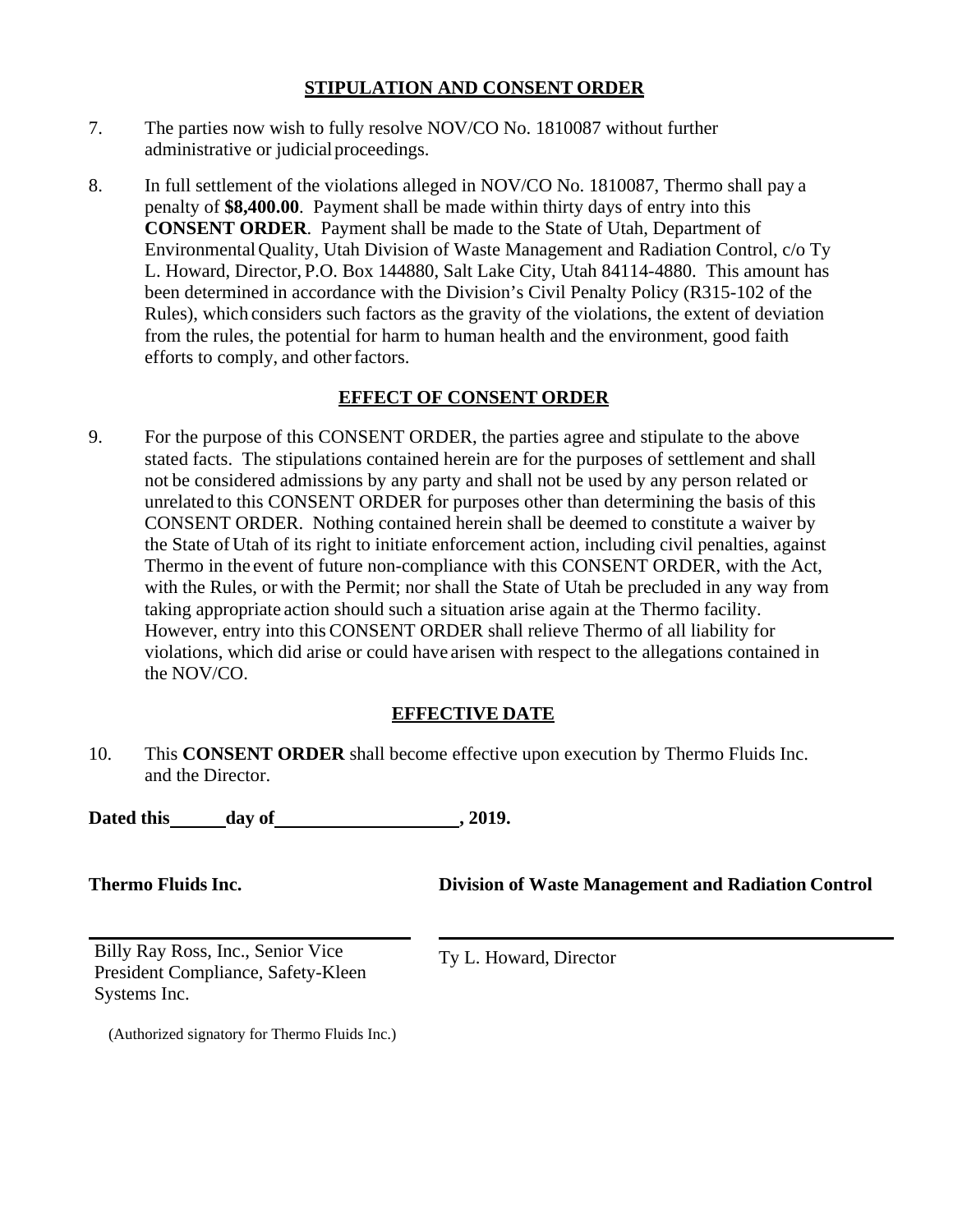## STIPULATION AND CONSENT ORDER

7. The parties now wish to fully resolve NOV/CO No. 1810087 without further administrative or judicial proceedings.

8. In full settlement of the violations alleged in NOV/CO No. 1810087, Thermo shall pay a penalty of **$8,400.00**. Payment shall be made within thirty days of entry into this **CONSENT ORDER**. Payment shall be made to the State of Utah, Department of Environmental Quality, Utah Division of Waste Management and Radiation Control, c/o Ty L. Howard, Director, P.O. Box 144880, Salt Lake City, Utah 84114-4880. This amount has been determined in accordance with the Division's Civil Penalty Policy (R315-102 of the Rules), which considers such factors as the gravity of the violations, the extent of deviation from the rules, the potential for harm to human health and the environment, good faith efforts to comply, and other factors.

## EFFECT OF CONSENT ORDER

9. For the purpose of this CONSENT ORDER, the parties agree and stipulate to the above stated facts. The stipulations contained herein are for the purposes of settlement and shall not be considered admissions by any party and shall not be used by any person related or unrelated to this CONSENT ORDER for purposes other than determining the basis of this CONSENT ORDER. Nothing contained herein shall be deemed to constitute a waiver by the State of Utah of its right to initiate enforcement action, including civil penalties, against Thermo in the event of future non-compliance with this CONSENT ORDER, with the Act, with the Rules, or with the Permit; nor shall the State of Utah be precluded in any way from taking appropriate action should such a situation arise again at the Thermo facility. However, entry into this CONSENT ORDER shall relieve Thermo of all liability for violations, which did arise or could have arisen with respect to the allegations contained in the NOV/CO.

## EFFECTIVE DATE

10. This **CONSENT ORDER** shall become effective upon execution by Thermo Fluids Inc. and the Director.

**Dated this ______ day of ____________________, 2019.**

**Thermo Fluids Inc.**

______________________________

Billy Ray Ross, Inc., Senior Vice President Compliance, Safety-Kleen Systems Inc.

(Authorized signatory for Thermo Fluids Inc.)

**Division of Waste Management and Radiation Control**

______________________________

Ty L. Howard, Director